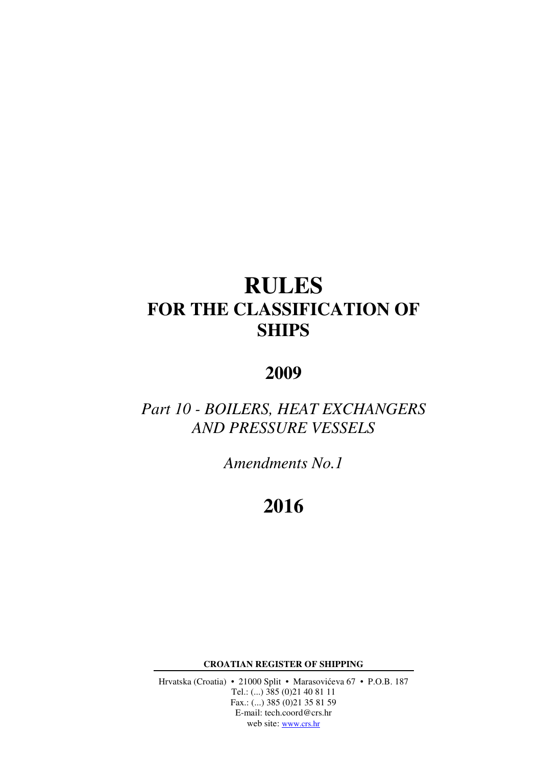# RULES
# FOR THE CLASSIFICATION OF SHIPS

## 2009

*Part 10 - BOILERS, HEAT EXCHANGERS AND PRESSURE VESSELS*

*Amendments No.1*

## 2016

**CROATIAN REGISTER OF SHIPPING**

Hrvatska (Croatia) • 21000 Split • Marasovićeva 67 • P.O.B. 187
Tel.: (...) 385 (0)21 40 81 11
Fax.: (...) 385 (0)21 35 81 59
E-mail: tech.coord@crs.hr
web site: www.crs.hr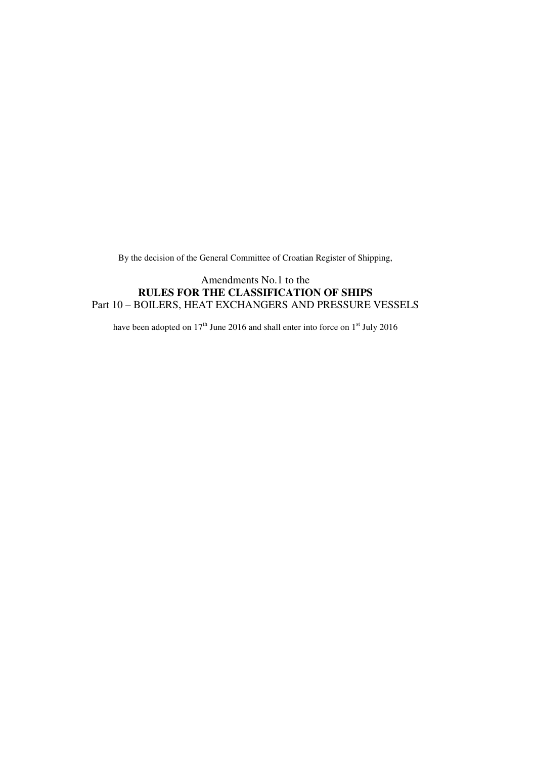By the decision of the General Committee of Croatian Register of Shipping,

Amendments No.1 to the
**RULES FOR THE CLASSIFICATION OF SHIPS**
Part 10 – BOILERS, HEAT EXCHANGERS AND PRESSURE VESSELS

have been adopted on 17th June 2016 and shall enter into force on 1st July 2016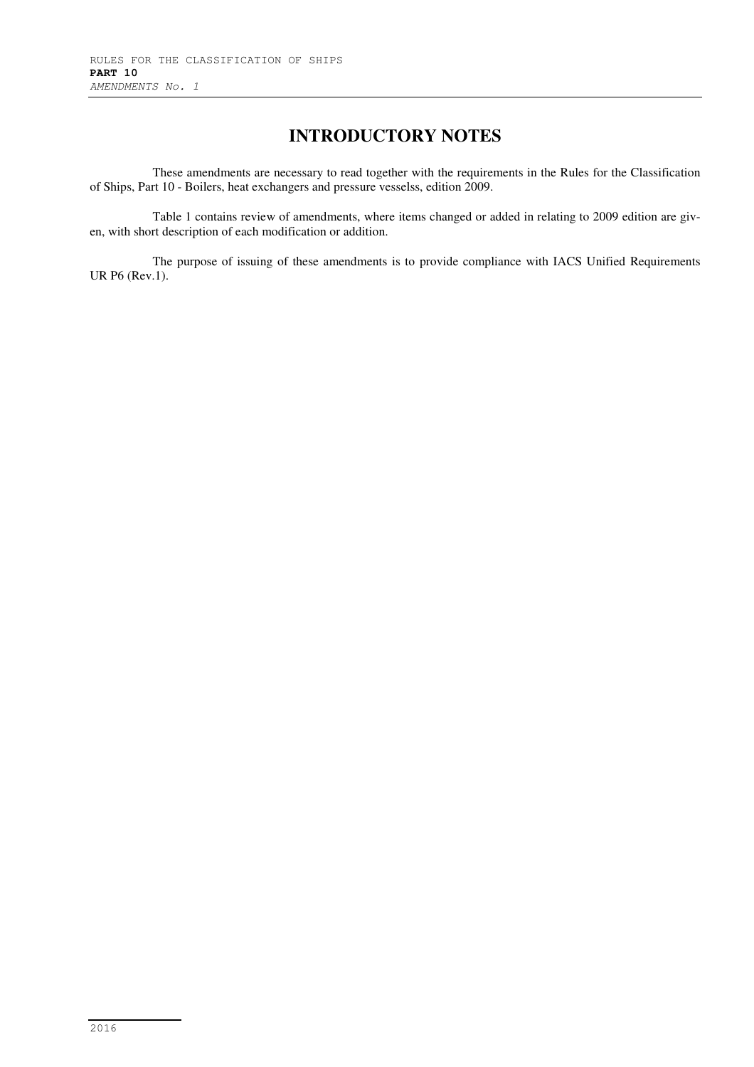# INTRODUCTORY NOTES

These amendments are necessary to read together with the requirements in the Rules for the Classification of Ships, Part 10 - Boilers, heat exchangers and pressure vesselss, edition 2009.

Table 1 contains review of amendments, where items changed or added in relating to 2009 edition are given, with short description of each modification or addition.

The purpose of issuing of these amendments is to provide compliance with IACS Unified Requirements UR P6 (Rev.1).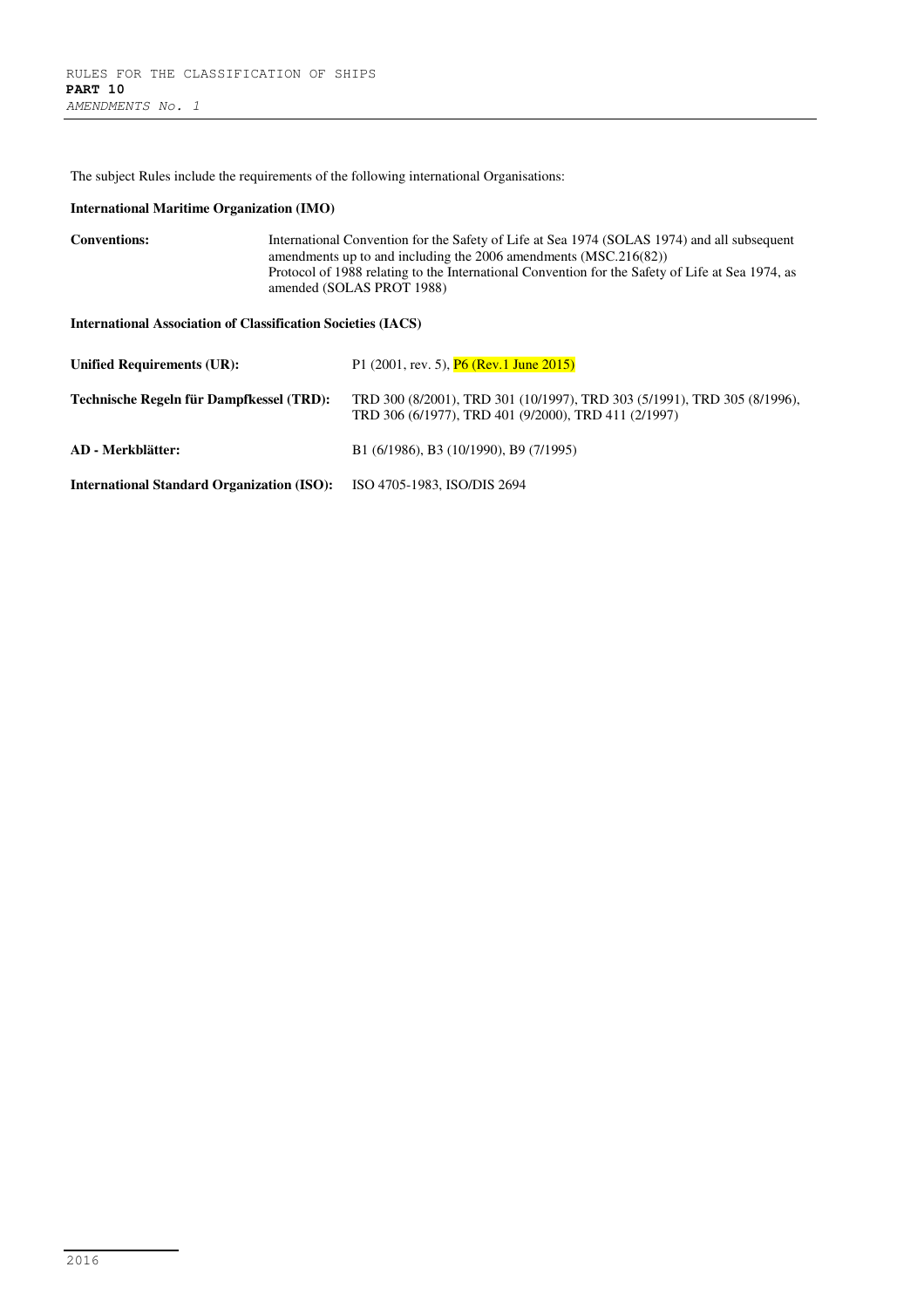The subject Rules include the requirements of the following international Organisations:

**International Maritime Organization (IMO)**

**Conventions:** International Convention for the Safety of Life at Sea 1974 (SOLAS 1974) and all subsequent amendments up to and including the 2006 amendments (MSC.216(82))
Protocol of 1988 relating to the International Convention for the Safety of Life at Sea 1974, as amended (SOLAS PROT 1988)

**International Association of Classification Societies (IACS)**

**Unified Requirements (UR):** P1 (2001, rev. 5), P6 (Rev.1 June 2015)

**Technische Regeln für Dampfkessel (TRD):** TRD 300 (8/2001), TRD 301 (10/1997), TRD 303 (5/1991), TRD 305 (8/1996), TRD 306 (6/1977), TRD 401 (9/2000), TRD 411 (2/1997)

**AD - Merkblätter:** B1 (6/1986), B3 (10/1990), B9 (7/1995)

**International Standard Organization (ISO):** ISO 4705-1983, ISO/DIS 2694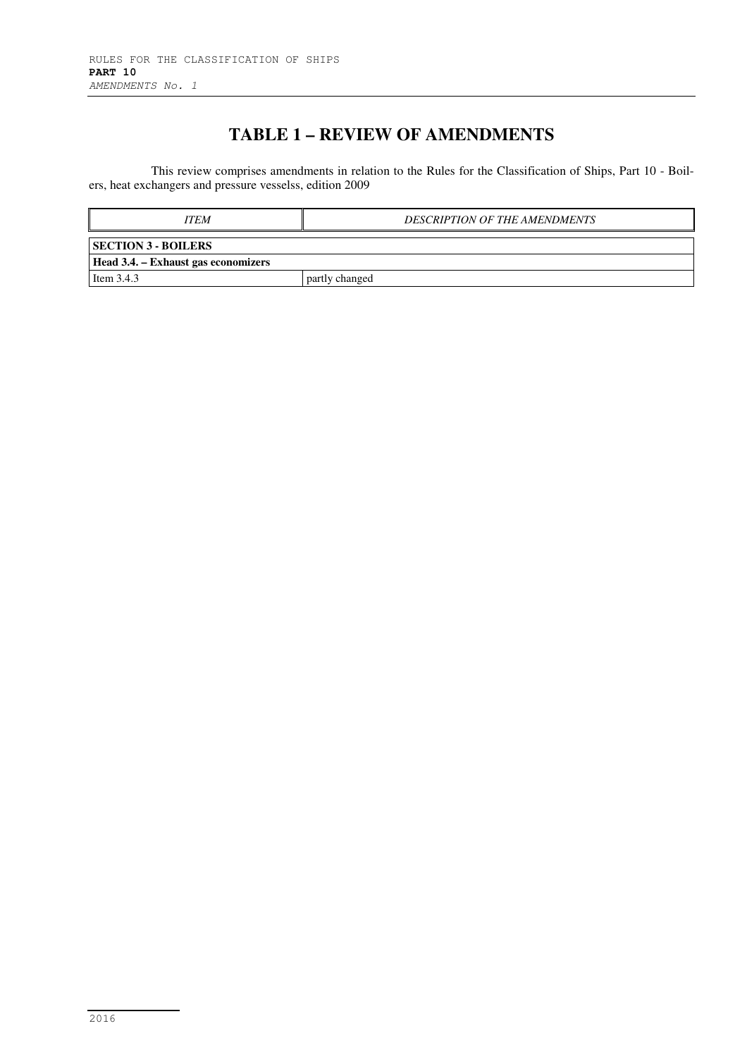# TABLE 1 – REVIEW OF AMENDMENTS

This review comprises amendments in relation to the Rules for the Classification of Ships, Part 10 - Boilers, heat exchangers and pressure vesselss, edition 2009

| *ITEM* | *DESCRIPTION OF THE AMENDMENTS* |
|---|---|
| **SECTION 3 - BOILERS** | |
| **Head 3.4. – Exhaust gas economizers** | |
| Item 3.4.3 | partly changed |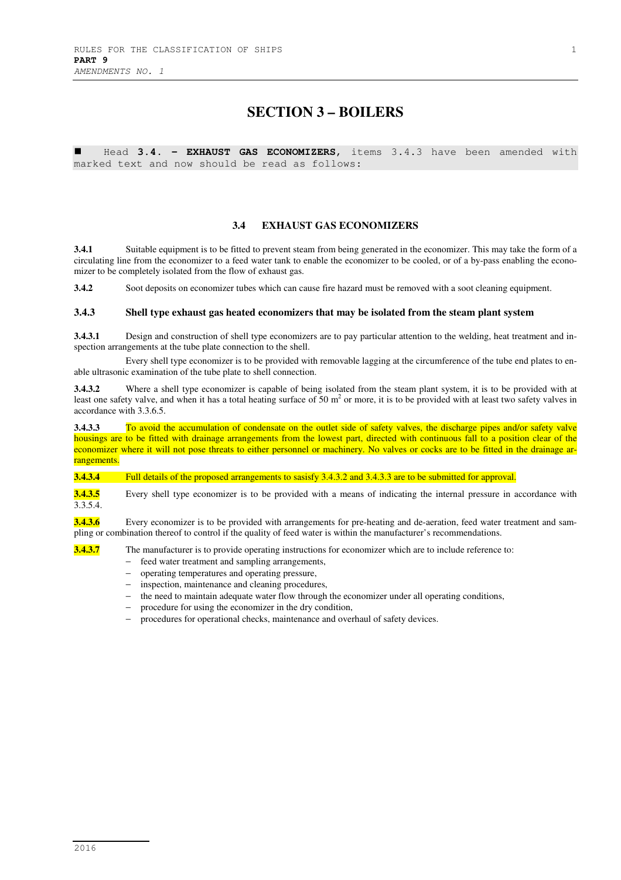# SECTION 3 – BOILERS

■ Head **3.4. – EXHAUST GAS ECONOMIZERS**, items 3.4.3 have been amended with marked text and now should be read as follows:

### 3.4 EXHAUST GAS ECONOMIZERS

**3.4.1** Suitable equipment is to be fitted to prevent steam from being generated in the economizer. This may take the form of a circulating line from the economizer to a feed water tank to enable the economizer to be cooled, or of a by-pass enabling the economizer to be completely isolated from the flow of exhaust gas.

**3.4.2** Soot deposits on economizer tubes which can cause fire hazard must be removed with a soot cleaning equipment.

#### 3.4.3 Shell type exhaust gas heated economizers that may be isolated from the steam plant system

**3.4.3.1** Design and construction of shell type economizers are to pay particular attention to the welding, heat treatment and inspection arrangements at the tube plate connection to the shell.

Every shell type economizer is to be provided with removable lagging at the circumference of the tube end plates to enable ultrasonic examination of the tube plate to shell connection.

**3.4.3.2** Where a shell type economizer is capable of being isolated from the steam plant system, it is to be provided with at least one safety valve, and when it has a total heating surface of 50 $m^2$ or more, it is to be provided with at least two safety valves in accordance with 3.3.6.5.

**3.4.3.3** To avoid the accumulation of condensate on the outlet side of safety valves, the discharge pipes and/or safety valve housings are to be fitted with drainage arrangements from the lowest part, directed with continuous fall to a position clear of the economizer where it will not pose threats to either personnel or machinery. No valves or cocks are to be fitted in the drainage arrangements.

**3.4.3.4** Full details of the proposed arrangements to sasisfy 3.4.3.2 and 3.4.3.3 are to be submitted for approval.

**3.4.3.5** Every shell type economizer is to be provided with a means of indicating the internal pressure in accordance with 3.3.5.4.

**3.4.3.6** Every economizer is to be provided with arrangements for pre-heating and de-aeration, feed water treatment and sampling or combination thereof to control if the quality of feed water is within the manufacturer's recommendations.

**3.4.3.7** The manufacturer is to provide operating instructions for economizer which are to include reference to:

- feed water treatment and sampling arrangements,
- operating temperatures and operating pressure,
- inspection, maintenance and cleaning procedures,
- the need to maintain adequate water flow through the economizer under all operating conditions,
- procedure for using the economizer in the dry condition,
- procedures for operational checks, maintenance and overhaul of safety devices.